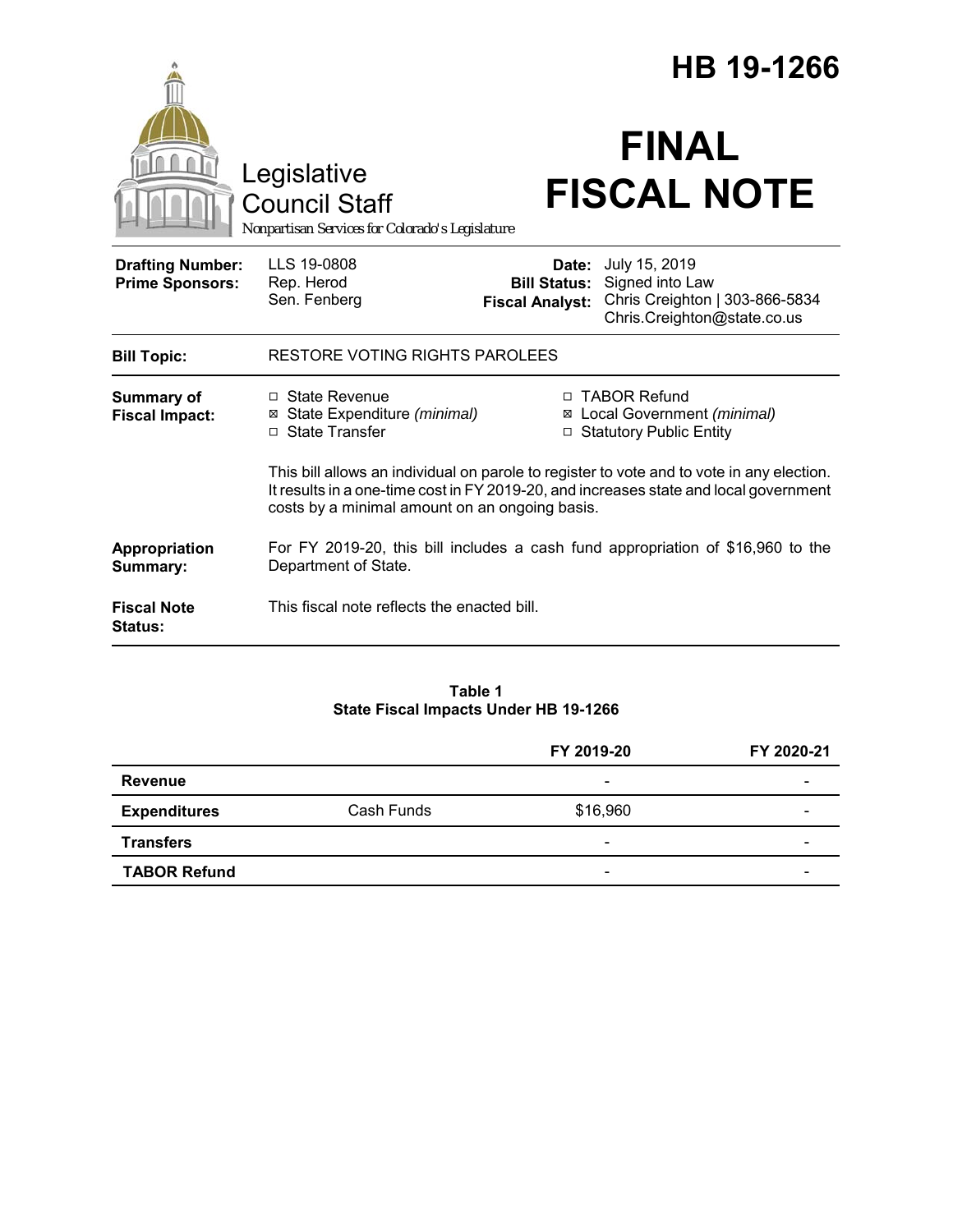# HB 19-1266

Legislative Council Staff

*Nonpartisan Services for Colorado's Legislature*

# FINAL FISCAL NOTE

| | | | |
|---|---|---|---|
| **Drafting Number:** | LLS 19-0808 | **Date:** | July 15, 2019 |
| **Prime Sponsors:** | Rep. Herod<br>Sen. Fenberg | **Bill Status:** | Signed into Law |
| | | **Fiscal Analyst:** | Chris Creighton \| 303-866-5834<br>Chris.Creighton@state.co.us |

**Bill Topic:** RESTORE VOTING RIGHTS PAROLEES

**Summary of Fiscal Impact:**

- ☐ State Revenue
- ☒ State Expenditure *(minimal)*
- ☐ State Transfer
- ☐ TABOR Refund
- ☒ Local Government *(minimal)*
- ☐ Statutory Public Entity

This bill allows an individual on parole to register to vote and to vote in any election. It results in a one-time cost in FY 2019-20, and increases state and local government costs by a minimal amount on an ongoing basis.

**Appropriation Summary:** For FY 2019-20, this bill includes a cash fund appropriation of $16,960 to the Department of State.

**Fiscal Note Status:** This fiscal note reflects the enacted bill.

**Table 1**
**State Fiscal Impacts Under HB 19-1266**

| | | FY 2019-20 | FY 2020-21 |
|---|---|---|---|
| **Revenue** | | - | - |
| **Expenditures** | Cash Funds | $16,960 | - |
| **Transfers** | | - | - |
| **TABOR Refund** | | - | - |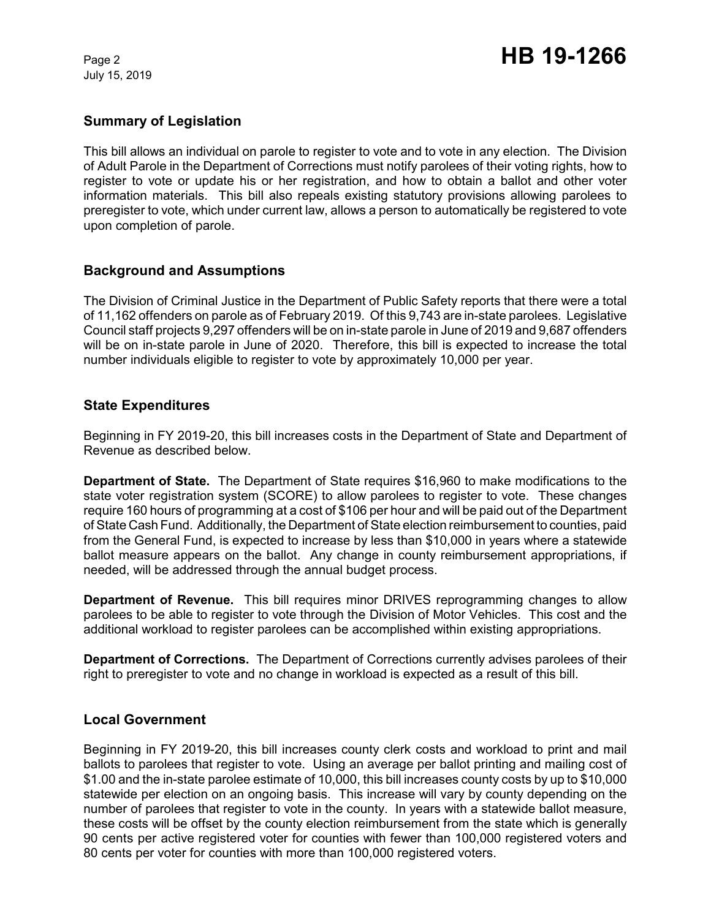## Summary of Legislation

This bill allows an individual on parole to register to vote and to vote in any election. The Division of Adult Parole in the Department of Corrections must notify parolees of their voting rights, how to register to vote or update his or her registration, and how to obtain a ballot and other voter information materials. This bill also repeals existing statutory provisions allowing parolees to preregister to vote, which under current law, allows a person to automatically be registered to vote upon completion of parole.

## Background and Assumptions

The Division of Criminal Justice in the Department of Public Safety reports that there were a total of 11,162 offenders on parole as of February 2019. Of this 9,743 are in-state parolees. Legislative Council staff projects 9,297 offenders will be on in-state parole in June of 2019 and 9,687 offenders will be on in-state parole in June of 2020. Therefore, this bill is expected to increase the total number individuals eligible to register to vote by approximately 10,000 per year.

## State Expenditures

Beginning in FY 2019-20, this bill increases costs in the Department of State and Department of Revenue as described below.

**Department of State.** The Department of State requires $16,960 to make modifications to the state voter registration system (SCORE) to allow parolees to register to vote. These changes require 160 hours of programming at a cost of $106 per hour and will be paid out of the Department of State Cash Fund. Additionally, the Department of State election reimbursement to counties, paid from the General Fund, is expected to increase by less than $10,000 in years where a statewide ballot measure appears on the ballot. Any change in county reimbursement appropriations, if needed, will be addressed through the annual budget process.

**Department of Revenue.** This bill requires minor DRIVES reprogramming changes to allow parolees to be able to register to vote through the Division of Motor Vehicles. This cost and the additional workload to register parolees can be accomplished within existing appropriations.

**Department of Corrections.** The Department of Corrections currently advises parolees of their right to preregister to vote and no change in workload is expected as a result of this bill.

## Local Government

Beginning in FY 2019-20, this bill increases county clerk costs and workload to print and mail ballots to parolees that register to vote. Using an average per ballot printing and mailing cost of $1.00 and the in-state parolee estimate of 10,000, this bill increases county costs by up to $10,000 statewide per election on an ongoing basis. This increase will vary by county depending on the number of parolees that register to vote in the county. In years with a statewide ballot measure, these costs will be offset by the county election reimbursement from the state which is generally 90 cents per active registered voter for counties with fewer than 100,000 registered voters and 80 cents per voter for counties with more than 100,000 registered voters.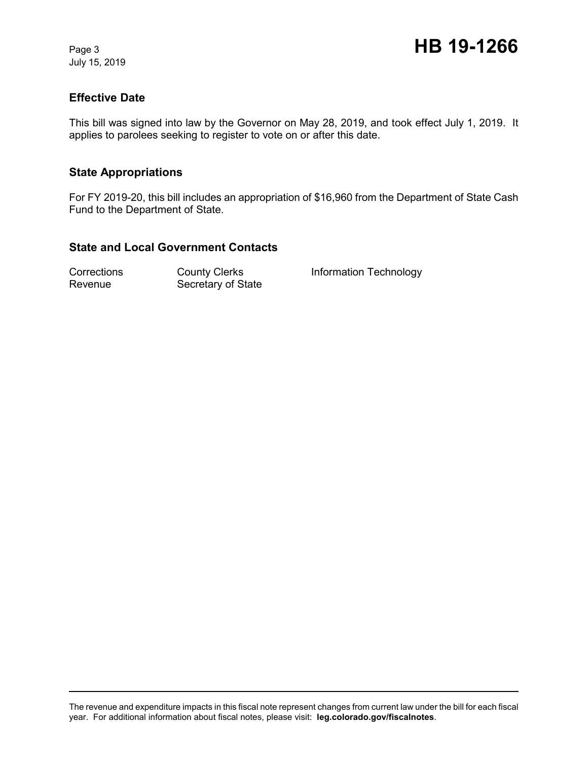## Effective Date

This bill was signed into law by the Governor on May 28, 2019, and took effect July 1, 2019. It applies to parolees seeking to register to vote on or after this date.

## State Appropriations

For FY 2019-20, this bill includes an appropriation of $16,960 from the Department of State Cash Fund to the Department of State.

## State and Local Government Contacts

| | | |
|---|---|---|
| Corrections | County Clerks | Information Technology |
| Revenue | Secretary of State | |

The revenue and expenditure impacts in this fiscal note represent changes from current law under the bill for each fiscal year. For additional information about fiscal notes, please visit: **leg.colorado.gov/fiscalnotes**.